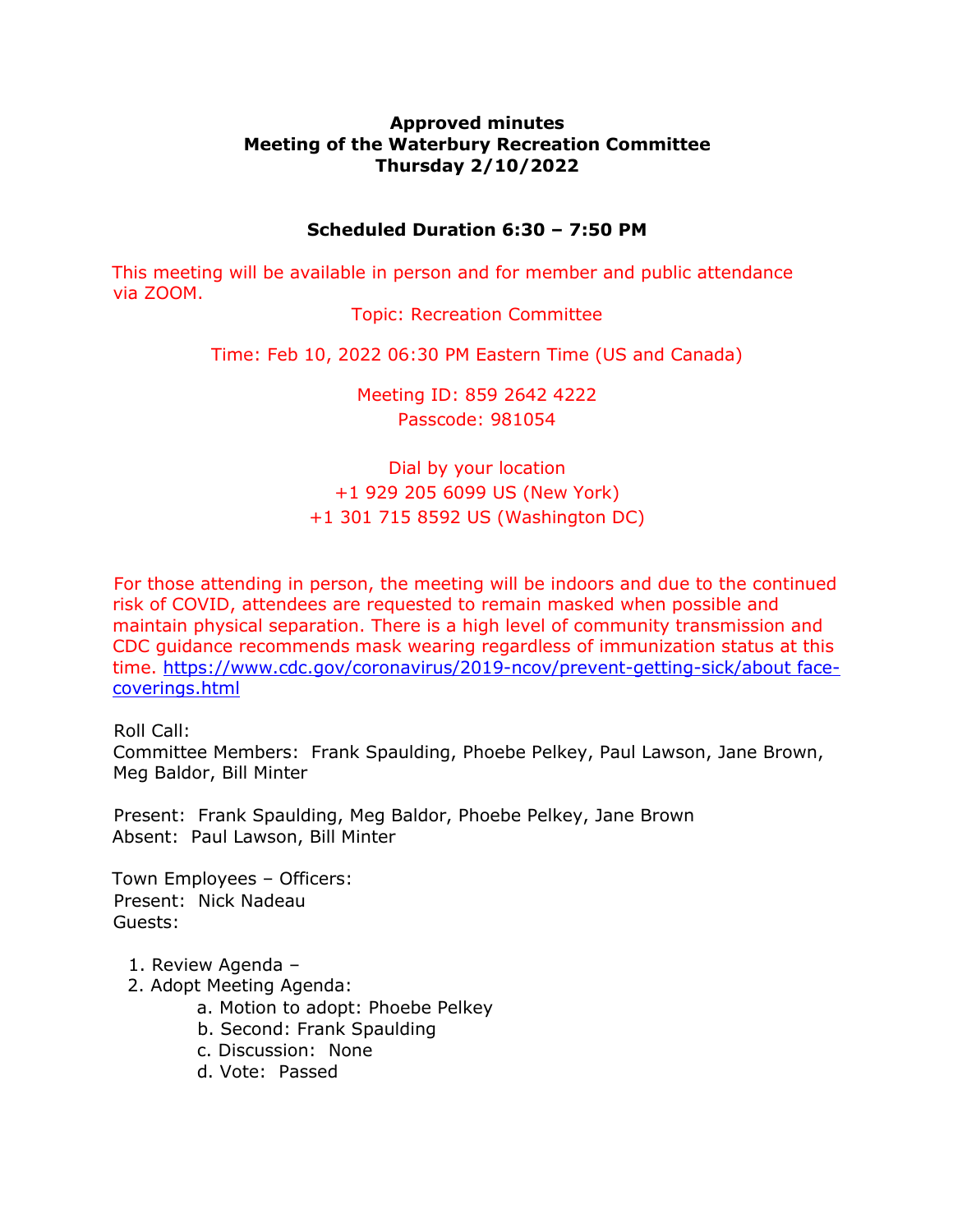**Approved minutes**
**Meeting of the Waterbury Recreation Committee**
**Thursday 2/10/2022**

**Scheduled Duration 6:30 – 7:50 PM**

This meeting will be available in person and for member and public attendance via ZOOM.

Topic: Recreation Committee

Time: Feb 10, 2022 06:30 PM Eastern Time (US and Canada)

Meeting ID: 859 2642 4222
Passcode: 981054

Dial by your location
+1 929 205 6099 US (New York)
+1 301 715 8592 US (Washington DC)

For those attending in person, the meeting will be indoors and due to the continued risk of COVID, attendees are requested to remain masked when possible and maintain physical separation. There is a high level of community transmission and CDC guidance recommends mask wearing regardless of immunization status at this time. [https://www.cdc.gov/coronavirus/2019-ncov/prevent-getting-sick/about face-coverings.html](https://www.cdc.gov/coronavirus/2019-ncov/prevent-getting-sick/about-face-coverings.html)

Roll Call:
Committee Members: Frank Spaulding, Phoebe Pelkey, Paul Lawson, Jane Brown, Meg Baldor, Bill Minter

Present: Frank Spaulding, Meg Baldor, Phoebe Pelkey, Jane Brown
Absent: Paul Lawson, Bill Minter

Town Employees – Officers:
Present: Nick Nadeau
Guests:

1. Review Agenda –
2. Adopt Meeting Agenda:
   a. Motion to adopt: Phoebe Pelkey
   b. Second: Frank Spaulding
   c. Discussion: None
   d. Vote: Passed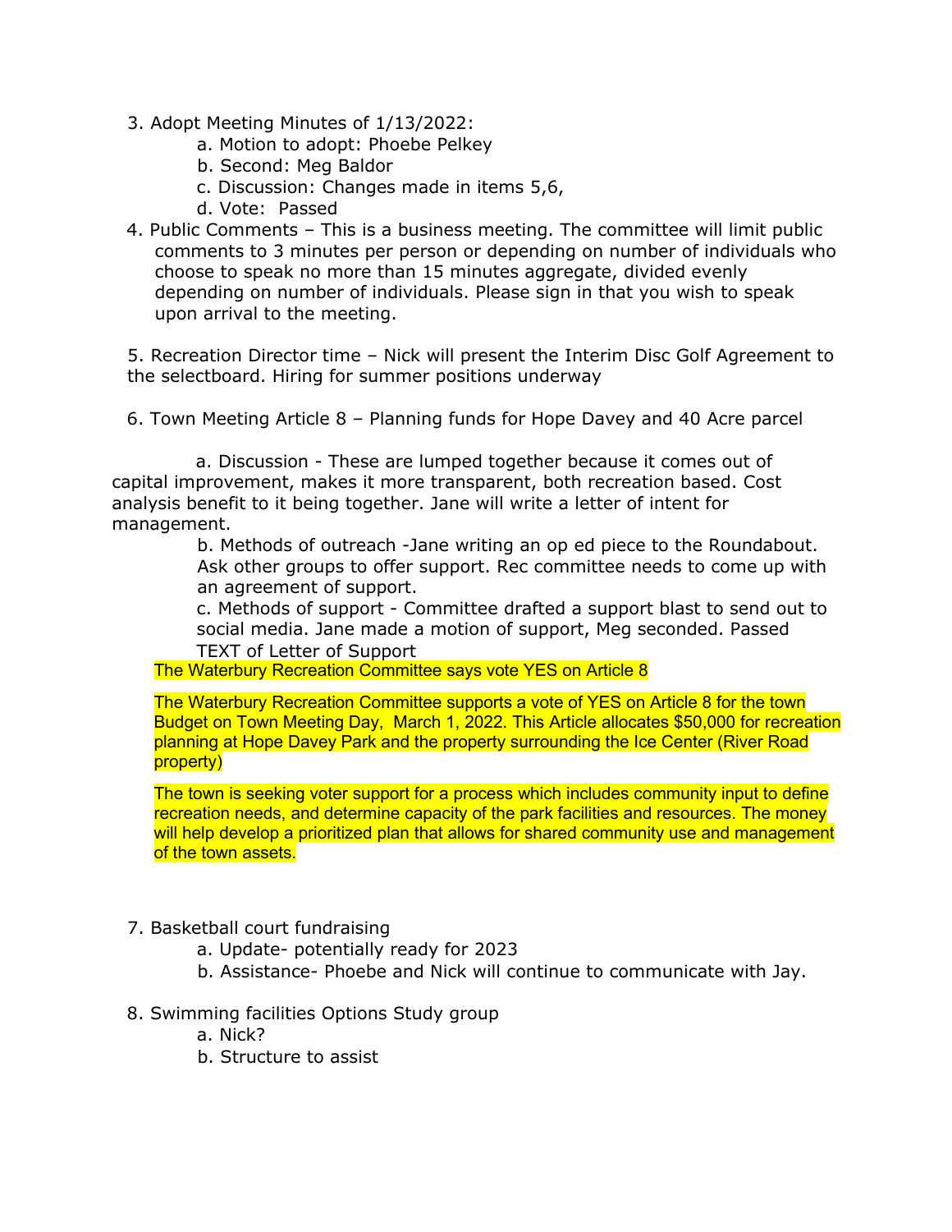3. Adopt Meeting Minutes of 1/13/2022:
    a. Motion to adopt: Phoebe Pelkey
    b. Second: Meg Baldor
    c. Discussion: Changes made in items 5,6,
    d. Vote: Passed
4. Public Comments – This is a business meeting. The committee will limit public comments to 3 minutes per person or depending on number of individuals who choose to speak no more than 15 minutes aggregate, divided evenly depending on number of individuals. Please sign in that you wish to speak upon arrival to the meeting.

5. Recreation Director time – Nick will present the Interim Disc Golf Agreement to the selectboard. Hiring for summer positions underway

6. Town Meeting Article 8 – Planning funds for Hope Davey and 40 Acre parcel

    a. Discussion - These are lumped together because it comes out of capital improvement, makes it more transparent, both recreation based. Cost analysis benefit to it being together. Jane will write a letter of intent for management.

    b. Methods of outreach -Jane writing an op ed piece to the Roundabout. Ask other groups to offer support. Rec committee needs to come up with an agreement of support.

    c. Methods of support - Committee drafted a support blast to send out to social media. Jane made a motion of support, Meg seconded. Passed

    TEXT of Letter of Support

The Waterbury Recreation Committee says vote YES on Article 8

The Waterbury Recreation Committee supports a vote of YES on Article 8 for the town Budget on Town Meeting Day, March 1, 2022. This Article allocates $50,000 for recreation planning at Hope Davey Park and the property surrounding the Ice Center (River Road property)

The town is seeking voter support for a process which includes community input to define recreation needs, and determine capacity of the park facilities and resources. The money will help develop a prioritized plan that allows for shared community use and management of the town assets.

7. Basketball court fundraising
    a. Update- potentially ready for 2023
    b. Assistance- Phoebe and Nick will continue to communicate with Jay.

8. Swimming facilities Options Study group
    a. Nick?
    b. Structure to assist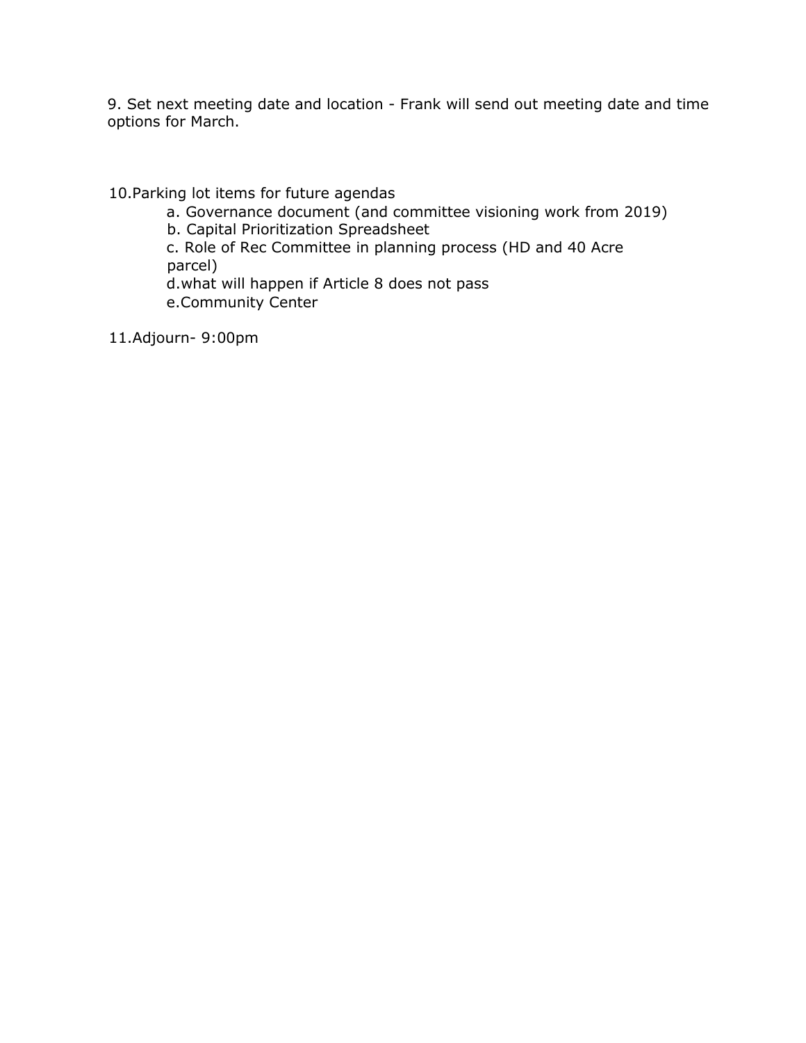9. Set next meeting date and location - Frank will send out meeting date and time options for March.

10.Parking lot items for future agendas

   a. Governance document (and committee visioning work from 2019)
   b. Capital Prioritization Spreadsheet
   c. Role of Rec Committee in planning process (HD and 40 Acre parcel)
   d.what will happen if Article 8 does not pass
   e.Community Center

11.Adjourn- 9:00pm